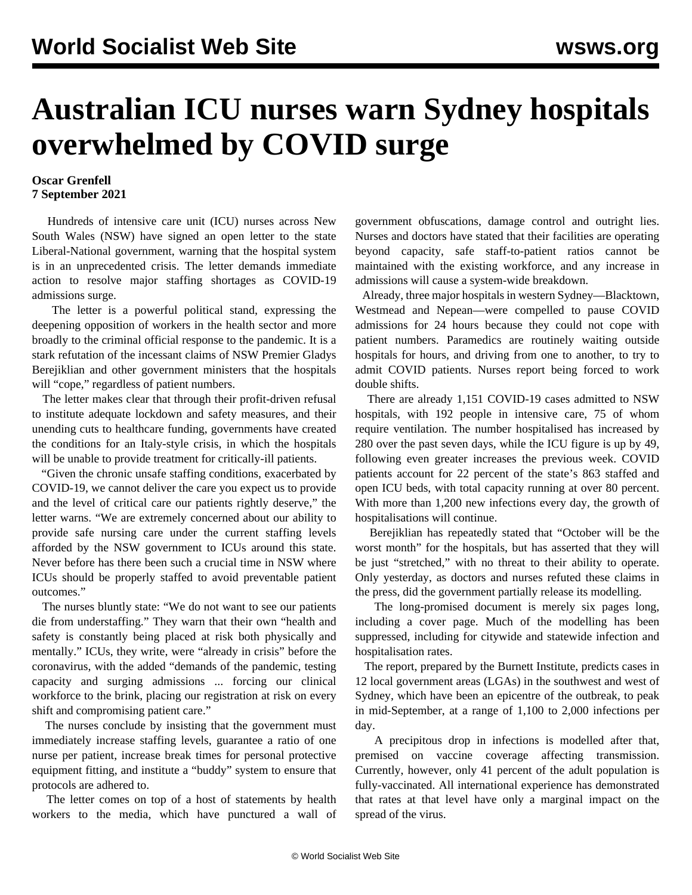# Australian ICU nurses warn Sydney hospitals overwhelmed by COVID surge

**Oscar Grenfell**
**7 September 2021**

Hundreds of intensive care unit (ICU) nurses across New South Wales (NSW) have signed an open letter to the state Liberal-National government, warning that the hospital system is in an unprecedented crisis. The letter demands immediate action to resolve major staffing shortages as COVID-19 admissions surge.

The letter is a powerful political stand, expressing the deepening opposition of workers in the health sector and more broadly to the criminal official response to the pandemic. It is a stark refutation of the incessant claims of NSW Premier Gladys Berejiklian and other government ministers that the hospitals will "cope," regardless of patient numbers.

The letter makes clear that through their profit-driven refusal to institute adequate lockdown and safety measures, and their unending cuts to healthcare funding, governments have created the conditions for an Italy-style crisis, in which the hospitals will be unable to provide treatment for critically-ill patients.

"Given the chronic unsafe staffing conditions, exacerbated by COVID-19, we cannot deliver the care you expect us to provide and the level of critical care our patients rightly deserve," the letter warns. "We are extremely concerned about our ability to provide safe nursing care under the current staffing levels afforded by the NSW government to ICUs around this state. Never before has there been such a crucial time in NSW where ICUs should be properly staffed to avoid preventable patient outcomes."

The nurses bluntly state: "We do not want to see our patients die from understaffing." They warn that their own "health and safety is constantly being placed at risk both physically and mentally." ICUs, they write, were "already in crisis" before the coronavirus, with the added "demands of the pandemic, testing capacity and surging admissions ... forcing our clinical workforce to the brink, placing our registration at risk on every shift and compromising patient care."

The nurses conclude by insisting that the government must immediately increase staffing levels, guarantee a ratio of one nurse per patient, increase break times for personal protective equipment fitting, and institute a "buddy" system to ensure that protocols are adhered to.

The letter comes on top of a host of statements by health workers to the media, which have punctured a wall of government obfuscations, damage control and outright lies. Nurses and doctors have stated that their facilities are operating beyond capacity, safe staff-to-patient ratios cannot be maintained with the existing workforce, and any increase in admissions will cause a system-wide breakdown.

Already, three major hospitals in western Sydney—Blacktown, Westmead and Nepean—were compelled to pause COVID admissions for 24 hours because they could not cope with patient numbers. Paramedics are routinely waiting outside hospitals for hours, and driving from one to another, to try to admit COVID patients. Nurses report being forced to work double shifts.

There are already 1,151 COVID-19 cases admitted to NSW hospitals, with 192 people in intensive care, 75 of whom require ventilation. The number hospitalised has increased by 280 over the past seven days, while the ICU figure is up by 49, following even greater increases the previous week. COVID patients account for 22 percent of the state's 863 staffed and open ICU beds, with total capacity running at over 80 percent. With more than 1,200 new infections every day, the growth of hospitalisations will continue.

Berejiklian has repeatedly stated that "October will be the worst month" for the hospitals, but has asserted that they will be just "stretched," with no threat to their ability to operate. Only yesterday, as doctors and nurses refuted these claims in the press, did the government partially release its modelling.

The long-promised document is merely six pages long, including a cover page. Much of the modelling has been suppressed, including for citywide and statewide infection and hospitalisation rates.

The report, prepared by the Burnett Institute, predicts cases in 12 local government areas (LGAs) in the southwest and west of Sydney, which have been an epicentre of the outbreak, to peak in mid-September, at a range of 1,100 to 2,000 infections per day.

A precipitous drop in infections is modelled after that, premised on vaccine coverage affecting transmission. Currently, however, only 41 percent of the adult population is fully-vaccinated. All international experience has demonstrated that rates at that level have only a marginal impact on the spread of the virus.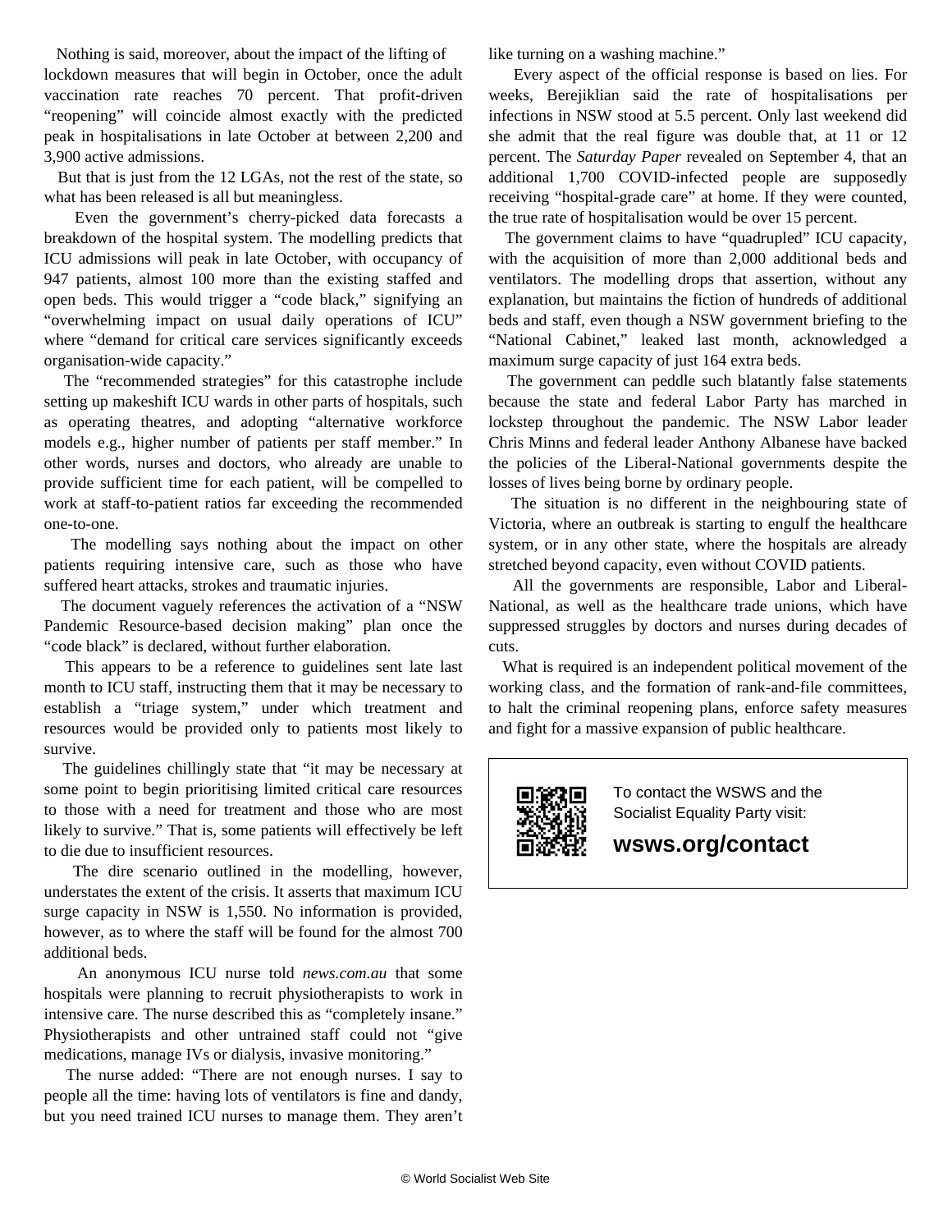Nothing is said, moreover, about the impact of the lifting of lockdown measures that will begin in October, once the adult vaccination rate reaches 70 percent. That profit-driven "reopening" will coincide almost exactly with the predicted peak in hospitalisations in late October at between 2,200 and 3,900 active admissions.

But that is just from the 12 LGAs, not the rest of the state, so what has been released is all but meaningless.

Even the government's cherry-picked data forecasts a breakdown of the hospital system. The modelling predicts that ICU admissions will peak in late October, with occupancy of 947 patients, almost 100 more than the existing staffed and open beds. This would trigger a "code black," signifying an "overwhelming impact on usual daily operations of ICU" where "demand for critical care services significantly exceeds organisation-wide capacity."

The "recommended strategies" for this catastrophe include setting up makeshift ICU wards in other parts of hospitals, such as operating theatres, and adopting "alternative workforce models e.g., higher number of patients per staff member." In other words, nurses and doctors, who already are unable to provide sufficient time for each patient, will be compelled to work at staff-to-patient ratios far exceeding the recommended one-to-one.

The modelling says nothing about the impact on other patients requiring intensive care, such as those who have suffered heart attacks, strokes and traumatic injuries.

The document vaguely references the activation of a "NSW Pandemic Resource-based decision making" plan once the "code black" is declared, without further elaboration.

This appears to be a reference to guidelines sent late last month to ICU staff, instructing them that it may be necessary to establish a "triage system," under which treatment and resources would be provided only to patients most likely to survive.

The guidelines chillingly state that "it may be necessary at some point to begin prioritising limited critical care resources to those with a need for treatment and those who are most likely to survive." That is, some patients will effectively be left to die due to insufficient resources.

The dire scenario outlined in the modelling, however, understates the extent of the crisis. It asserts that maximum ICU surge capacity in NSW is 1,550. No information is provided, however, as to where the staff will be found for the almost 700 additional beds.

An anonymous ICU nurse told *news.com.au* that some hospitals were planning to recruit physiotherapists to work in intensive care. The nurse described this as "completely insane." Physiotherapists and other untrained staff could not "give medications, manage IVs or dialysis, invasive monitoring."

The nurse added: "There are not enough nurses. I say to people all the time: having lots of ventilators is fine and dandy, but you need trained ICU nurses to manage them. They aren't like turning on a washing machine."

Every aspect of the official response is based on lies. For weeks, Berejiklian said the rate of hospitalisations per infections in NSW stood at 5.5 percent. Only last weekend did she admit that the real figure was double that, at 11 or 12 percent. The *Saturday Paper* revealed on September 4, that an additional 1,700 COVID-infected people are supposedly receiving "hospital-grade care" at home. If they were counted, the true rate of hospitalisation would be over 15 percent.

The government claims to have "quadrupled" ICU capacity, with the acquisition of more than 2,000 additional beds and ventilators. The modelling drops that assertion, without any explanation, but maintains the fiction of hundreds of additional beds and staff, even though a NSW government briefing to the "National Cabinet," leaked last month, acknowledged a maximum surge capacity of just 164 extra beds.

The government can peddle such blatantly false statements because the state and federal Labor Party has marched in lockstep throughout the pandemic. The NSW Labor leader Chris Minns and federal leader Anthony Albanese have backed the policies of the Liberal-National governments despite the losses of lives being borne by ordinary people.

The situation is no different in the neighbouring state of Victoria, where an outbreak is starting to engulf the healthcare system, or in any other state, where the hospitals are already stretched beyond capacity, even without COVID patients.

All the governments are responsible, Labor and Liberal-National, as well as the healthcare trade unions, which have suppressed struggles by doctors and nurses during decades of cuts.

What is required is an independent political movement of the working class, and the formation of rank-and-file committees, to halt the criminal reopening plans, enforce safety measures and fight for a massive expansion of public healthcare.

To contact the WSWS and the Socialist Equality Party visit:

**wsws.org/contact**